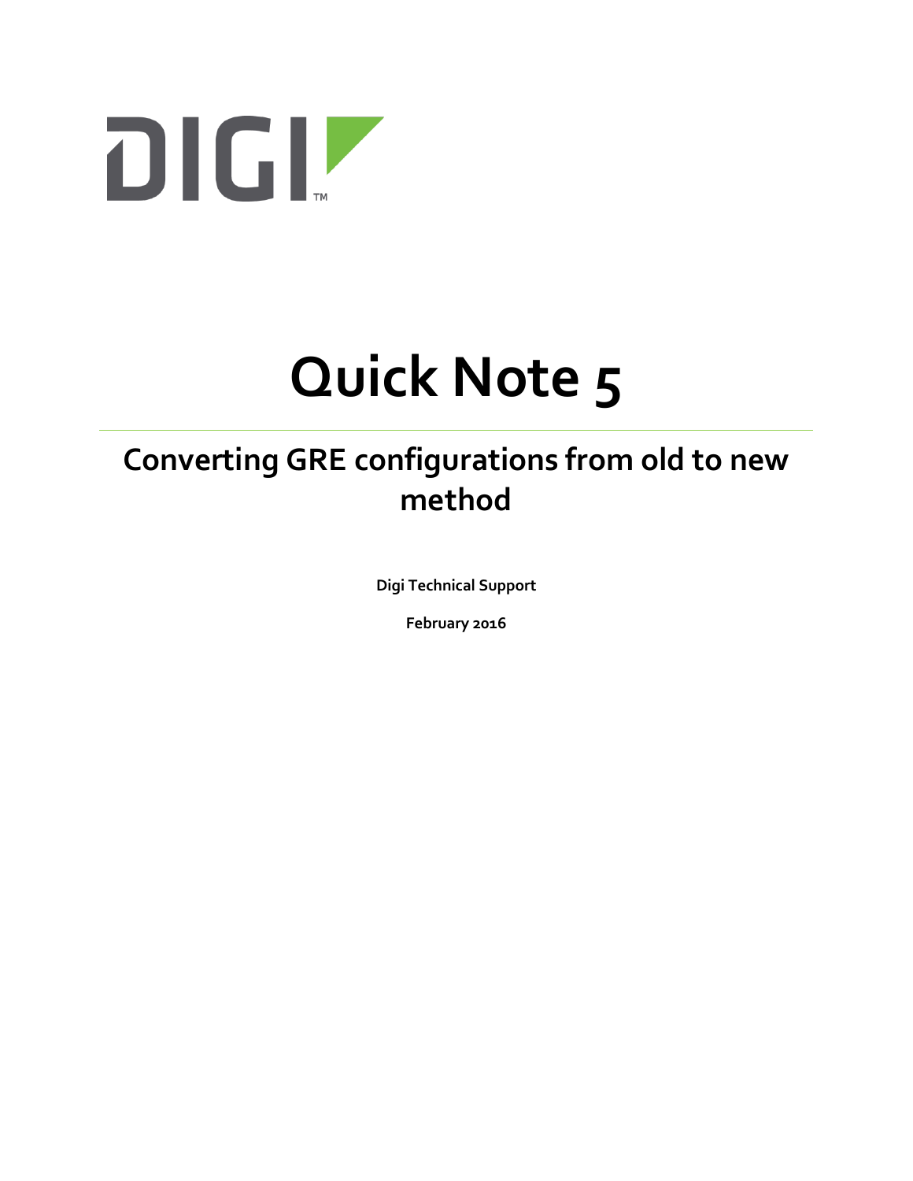# Quick Note 5

## Converting GRE configurations from old to new method

**Digi Technical Support**

**February 2016**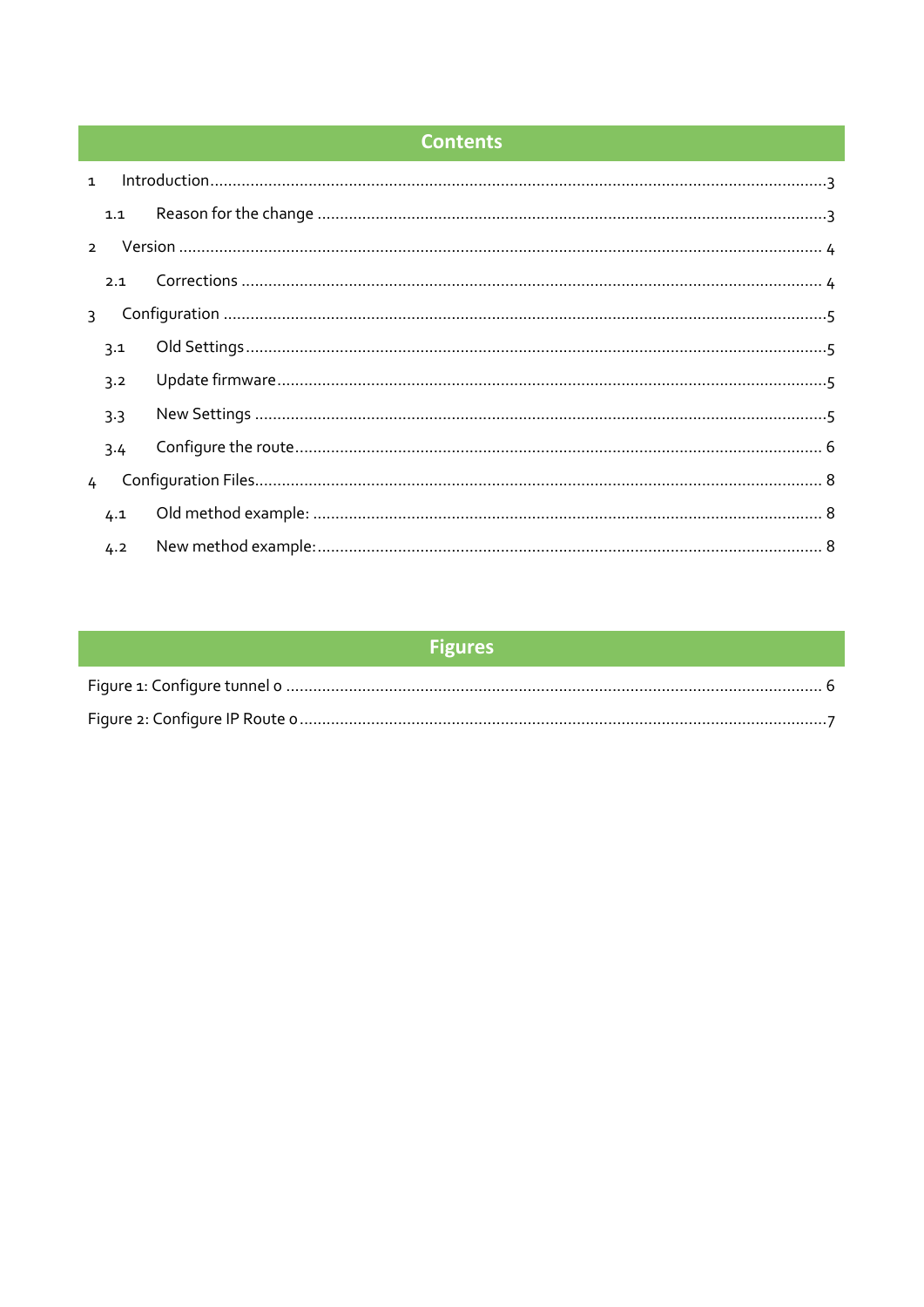# Contents

1 Introduction ........................................................................................................ 3

1.1 Reason for the change ........................................................................................ 3

2 Version ................................................................................................................ 4

2.1 Corrections ........................................................................................................ 4

3 Configuration ....................................................................................................... 5

3.1 Old Settings ........................................................................................................ 5

3.2 Update firmware ................................................................................................. 5

3.3 New Settings ....................................................................................................... 5

3.4 Configure the route ............................................................................................. 6

4 Configuration Files ............................................................................................... 8

4.1 Old method example: .......................................................................................... 8

4.2 New method example: ......................................................................................... 8

# Figures

Figure 1: Configure tunnel 0 .................................................................................... 6

Figure 2: Configure IP Route 0 .................................................................................. 7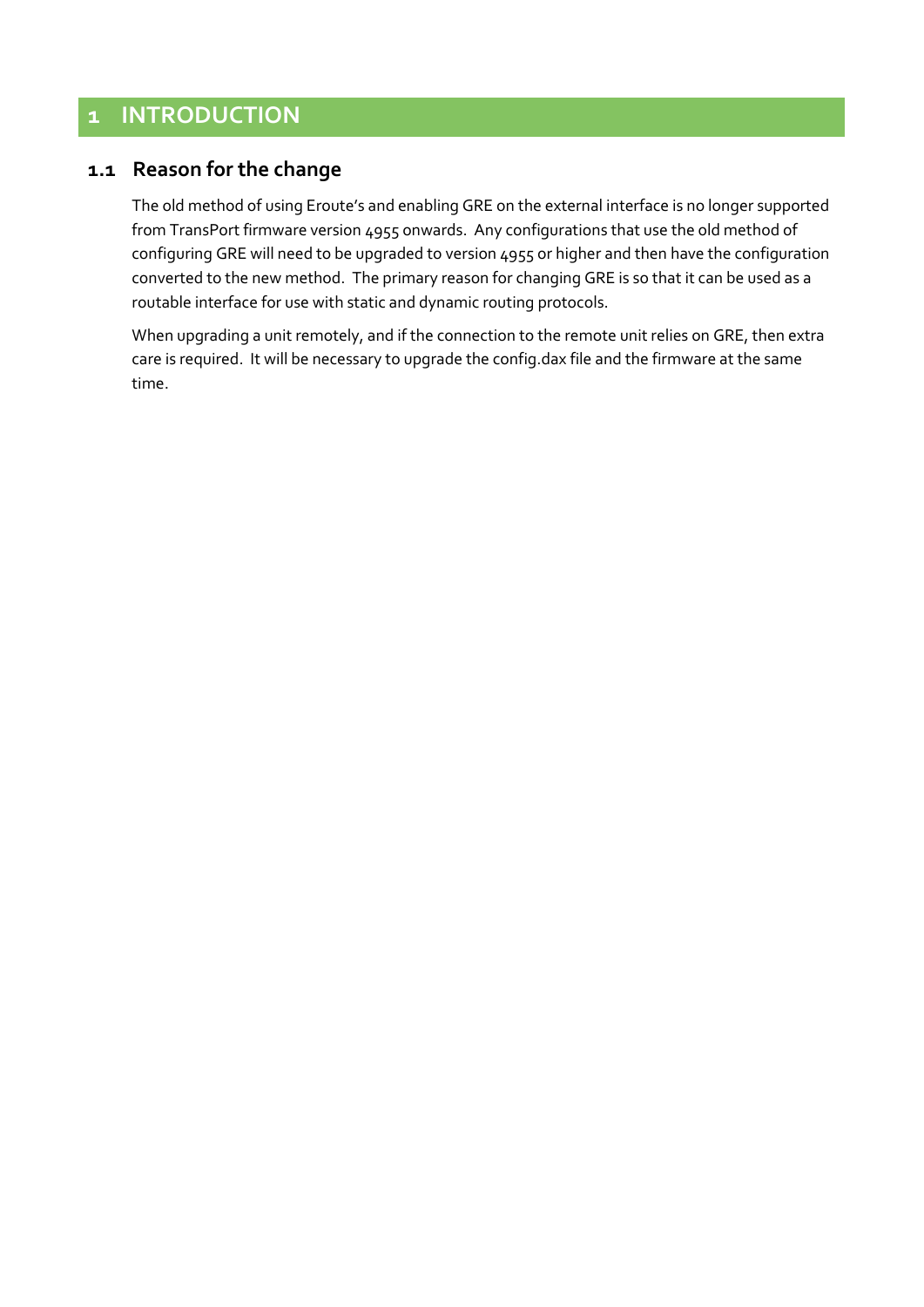# 1 INTRODUCTION

## 1.1 Reason for the change

The old method of using Eroute's and enabling GRE on the external interface is no longer supported from TransPort firmware version 4955 onwards. Any configurations that use the old method of configuring GRE will need to be upgraded to version 4955 or higher and then have the configuration converted to the new method. The primary reason for changing GRE is so that it can be used as a routable interface for use with static and dynamic routing protocols.

When upgrading a unit remotely, and if the connection to the remote unit relies on GRE, then extra care is required. It will be necessary to upgrade the config.dax file and the firmware at the same time.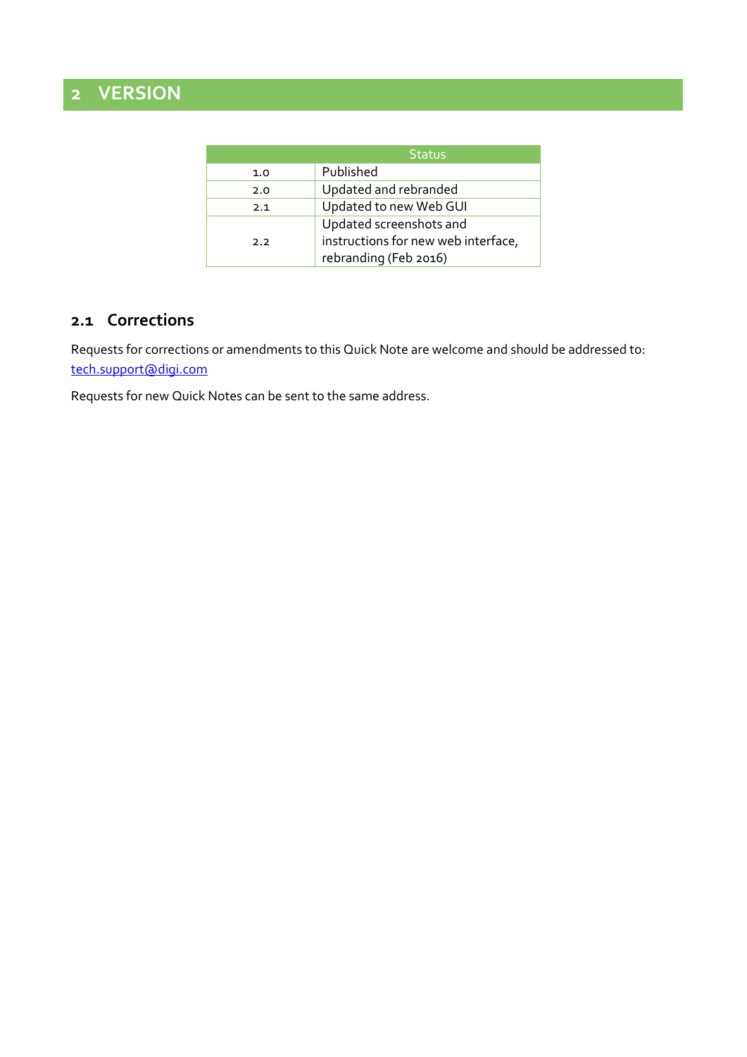# 2 VERSION

| | Status |
|---|---|
| 1.0 | Published |
| 2.0 | Updated and rebranded |
| 2.1 | Updated to new Web GUI |
| 2.2 | Updated screenshots and instructions for new web interface, rebranding (Feb 2016) |

## 2.1 Corrections

Requests for corrections or amendments to this Quick Note are welcome and should be addressed to: tech.support@digi.com

Requests for new Quick Notes can be sent to the same address.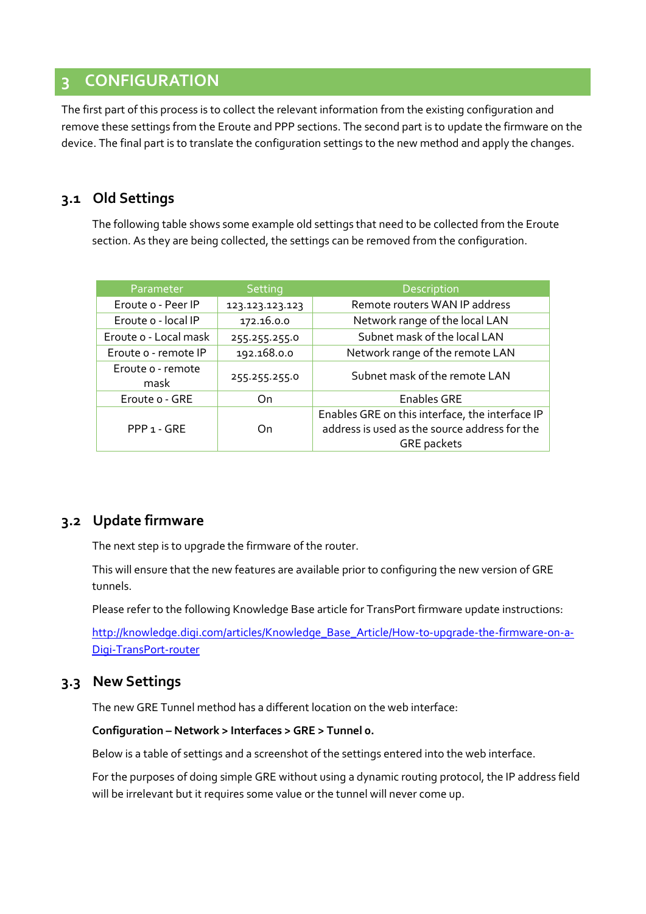# 3 CONFIGURATION

The first part of this process is to collect the relevant information from the existing configuration and remove these settings from the Eroute and PPP sections. The second part is to update the firmware on the device. The final part is to translate the configuration settings to the new method and apply the changes.

## 3.1 Old Settings

The following table shows some example old settings that need to be collected from the Eroute section. As they are being collected, the settings can be removed from the configuration.

| Parameter | Setting | Description |
|---|---|---|
| Eroute 0 - Peer IP | 123.123.123.123 | Remote routers WAN IP address |
| Eroute 0 - local IP | 172.16.0.0 | Network range of the local LAN |
| Eroute 0 - Local mask | 255.255.255.0 | Subnet mask of the local LAN |
| Eroute 0 - remote IP | 192.168.0.0 | Network range of the remote LAN |
| Eroute 0 - remote mask | 255.255.255.0 | Subnet mask of the remote LAN |
| Eroute 0 - GRE | On | Enables GRE |
| PPP 1 - GRE | On | Enables GRE on this interface, the interface IP address is used as the source address for the GRE packets |

## 3.2 Update firmware

The next step is to upgrade the firmware of the router.

This will ensure that the new features are available prior to configuring the new version of GRE tunnels.

Please refer to the following Knowledge Base article for TransPort firmware update instructions:

http://knowledge.digi.com/articles/Knowledge_Base_Article/How-to-upgrade-the-firmware-on-a-Digi-TransPort-router

## 3.3 New Settings

The new GRE Tunnel method has a different location on the web interface:

**Configuration – Network > Interfaces > GRE > Tunnel 0.**

Below is a table of settings and a screenshot of the settings entered into the web interface.

For the purposes of doing simple GRE without using a dynamic routing protocol, the IP address field will be irrelevant but it requires some value or the tunnel will never come up.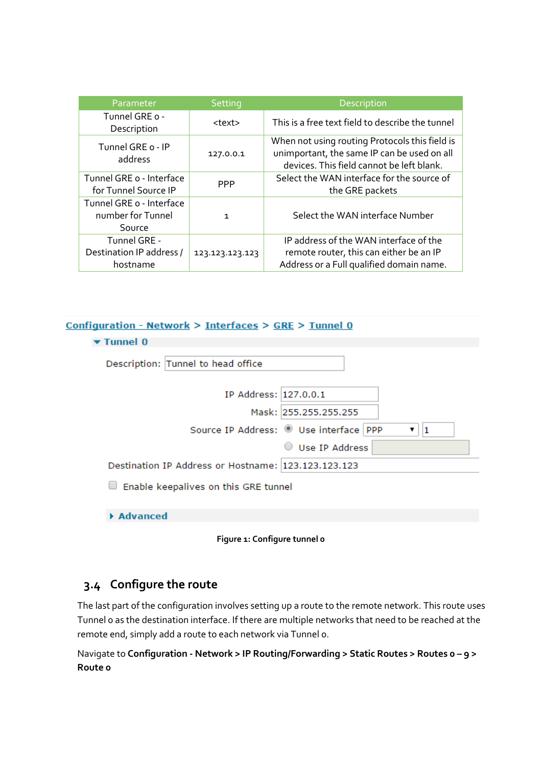| Parameter | Setting | Description |
|---|---|---|
| Tunnel GRE 0 - Description | <text> | This is a free text field to describe the tunnel |
| Tunnel GRE 0 - IP address | 127.0.0.1 | When not using routing Protocols this field is unimportant, the same IP can be used on all devices. This field cannot be left blank. |
| Tunnel GRE 0 - Interface for Tunnel Source IP | PPP | Select the WAN interface for the source of the GRE packets |
| Tunnel GRE 0 - Interface number for Tunnel Source | 1 | Select the WAN interface Number |
| Tunnel GRE - Destination IP address / hostname | 123.123.123.123 | IP address of the WAN interface of the remote router, this can either be an IP Address or a Full qualified domain name. |

Configuration - Network > Interfaces > GRE > Tunnel 0

▼ Tunnel 0

Description: Tunnel to head office

IP Address: 127.0.0.1

Mask: 255.255.255.255

Source IP Address: (•) Use interface PPP ▼ 1

( ) Use IP Address

Destination IP Address or Hostname: 123.123.123.123

☐ Enable keepalives on this GRE tunnel

▶ Advanced

**Figure 1: Configure tunnel 0**

## 3.4 Configure the route

The last part of the configuration involves setting up a route to the remote network. This route uses Tunnel 0 as the destination interface. If there are multiple networks that need to be reached at the remote end, simply add a route to each network via Tunnel 0.

Navigate to **Configuration - Network > IP Routing/Forwarding > Static Routes > Routes 0 – 9 > Route 0**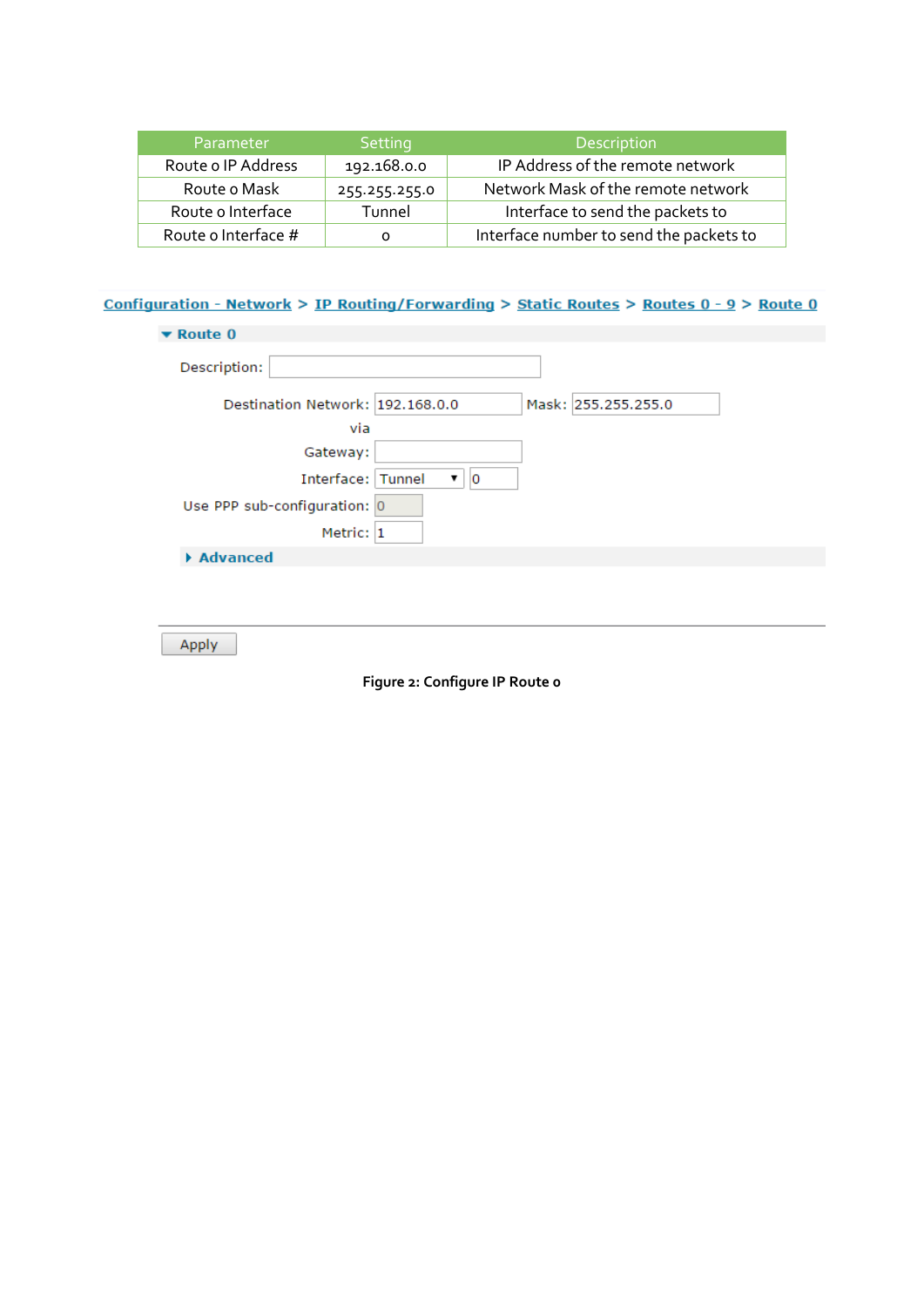| Parameter | Setting | Description |
| --- | --- | --- |
| Route 0 IP Address | 192.168.0.0 | IP Address of the remote network |
| Route 0 Mask | 255.255.255.0 | Network Mask of the remote network |
| Route 0 Interface | Tunnel | Interface to send the packets to |
| Route 0 Interface # | 0 | Interface number to send the packets to |

Configuration - Network > IP Routing/Forwarding > Static Routes > Routes 0 - 9 > Route 0

▼ Route 0

Description:

Destination Network: 192.168.0.0 Mask: 255.255.255.0

via

Gateway:

Interface: Tunnel ▼ 0

Use PPP sub-configuration: 0

Metric: 1

▸ Advanced

Apply

**Figure 2: Configure IP Route 0**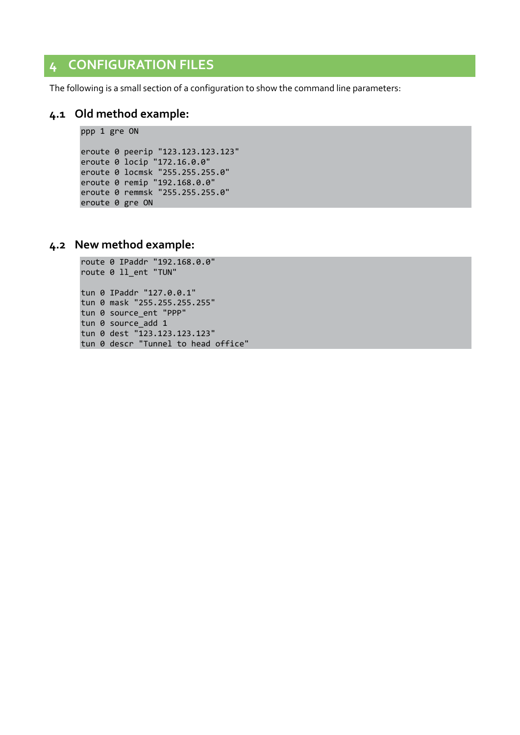# 4 CONFIGURATION FILES

The following is a small section of a configuration to show the command line parameters:

## 4.1 Old method example:

```
ppp 1 gre ON

eroute 0 peerip "123.123.123.123"
eroute 0 locip "172.16.0.0"
eroute 0 locmsk "255.255.255.0"
eroute 0 remip "192.168.0.0"
eroute 0 remmsk "255.255.255.0"
eroute 0 gre ON
```

## 4.2 New method example:

```
route 0 IPaddr "192.168.0.0"
route 0 ll_ent "TUN"

tun 0 IPaddr "127.0.0.1"
tun 0 mask "255.255.255.255"
tun 0 source_ent "PPP"
tun 0 source_add 1
tun 0 dest "123.123.123.123"
tun 0 descr "Tunnel to head office"
```